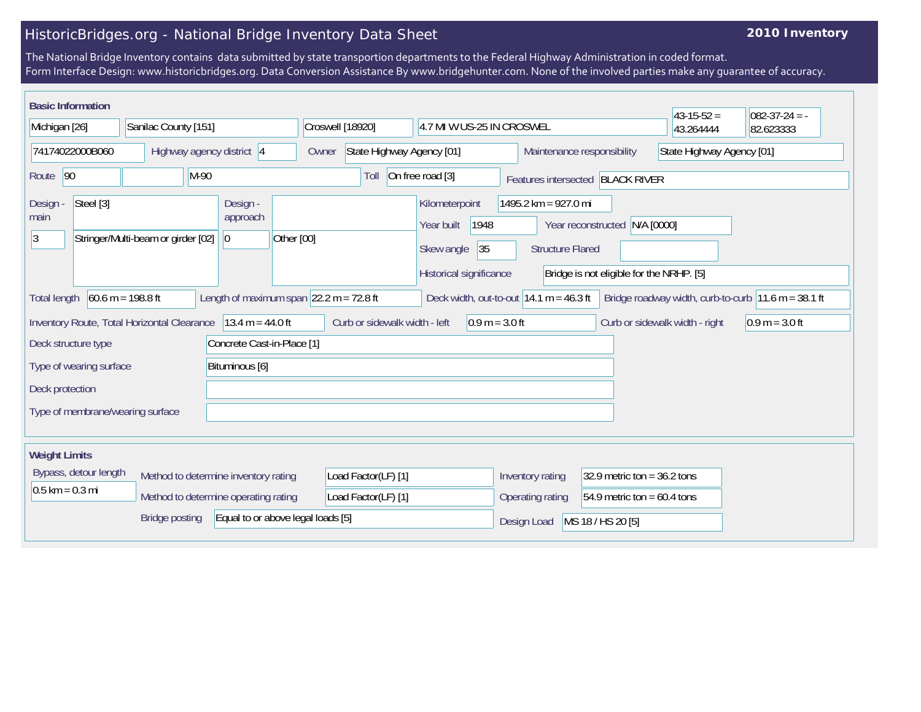# HistoricBridges.org - National Bridge Inventory Data Sheet

**2010 Inventory**

The National Bridge Inventory contains data submitted by state transportion departments to the Federal Highway Administration in coded format.
Form Interface Design: www.historicbridges.org. Data Conversion Assistance By www.bridgehunter.com. None of the involved parties make any guarantee of accuracy.

## Basic Information

| Field | Value |
|---|---|
| State | Michigan [26] |
| County | Sanilac County [151] |
| Place | Croswell [18920] |
| Location | 4.7 MI W US-25 IN CROSWEL |
| Latitude | 43-15-52 = 43.264444 |
| Longitude | 082-37-24 = -82.623333 |
| Structure number | 74174022000B060 |
| Highway agency district | 4 |
| Owner | State Highway Agency [01] |
| Maintenance responsibility | State Highway Agency [01] |
| Route | 90 |
| Route name | M-90 |
| Toll | On free road [3] |
| Features intersected | BLACK RIVER |
| Design - main | Steel [3] |
| Design - main (type) | 3 — Stringer/Multi-beam or girder [02] |
| Design - approach | 0 — Other [00] |
| Kilometerpoint | 1495.2 km = 927.0 mi |
| Year built | 1948 |
| Year reconstructed | N/A [0000] |
| Skew angle | 35 |
| Structure Flared | |
| Historical significance | Bridge is not eligible for the NRHP. [5] |
| Total length | 60.6 m = 198.8 ft |
| Length of maximum span | 22.2 m = 72.8 ft |
| Deck width, out-to-out | 14.1 m = 46.3 ft |
| Bridge roadway width, curb-to-curb | 11.6 m = 38.1 ft |
| Inventory Route, Total Horizontal Clearance | 13.4 m = 44.0 ft |
| Curb or sidewalk width - left | 0.9 m = 3.0 ft |
| Curb or sidewalk width - right | 0.9 m = 3.0 ft |
| Deck structure type | Concrete Cast-in-Place [1] |
| Type of wearing surface | Bituminous [6] |
| Deck protection | |
| Type of membrane/wearing surface | |

## Weight Limits

| Field | Value |
|---|---|
| Bypass, detour length | 0.5 km = 0.3 mi |
| Method to determine inventory rating | Load Factor(LF) [1] |
| Method to determine operating rating | Load Factor(LF) [1] |
| Bridge posting | Equal to or above legal loads [5] |
| Inventory rating | 32.9 metric ton = 36.2 tons |
| Operating rating | 54.9 metric ton = 60.4 tons |
| Design Load | MS 18 / HS 20 [5] |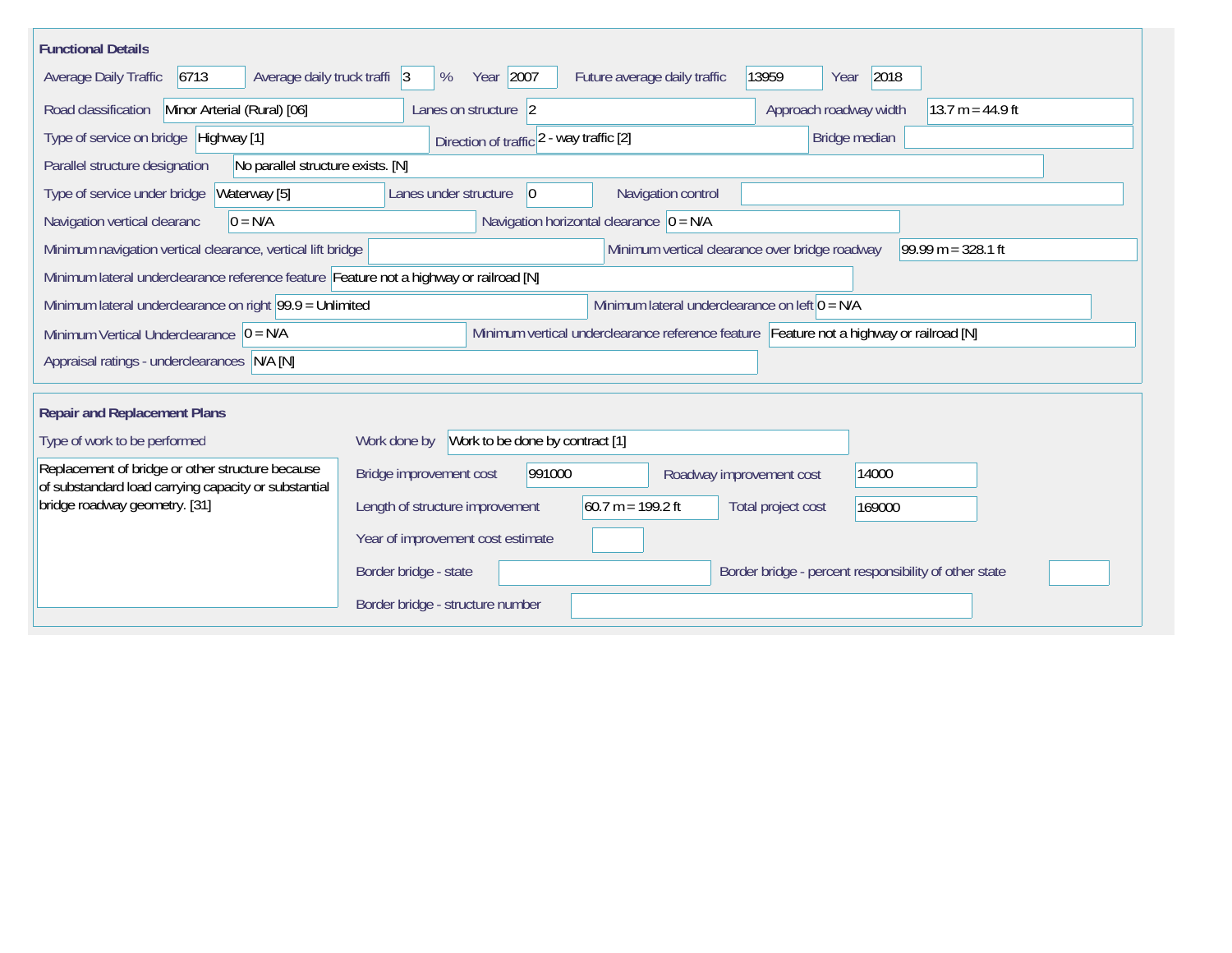## Functional Details

| Field | Value |
|---|---|
| Average Daily Traffic | 6713 |
| Average daily truck traffi | 3 % |
| Year | 2007 |
| Future average daily traffic | 13959 |
| Year | 2018 |
| Road classification | Minor Arterial (Rural) [06] |
| Lanes on structure | 2 |
| Approach roadway width | 13.7 m = 44.9 ft |
| Type of service on bridge | Highway [1] |
| Direction of traffic | 2 - way traffic [2] |
| Bridge median | |
| Parallel structure designation | No parallel structure exists. [N] |
| Type of service under bridge | Waterway [5] |
| Lanes under structure | 0 |
| Navigation control | |
| Navigation vertical clearanc | 0 = N/A |
| Navigation horizontal clearance | 0 = N/A |
| Minimum navigation vertical clearance, vertical lift bridge | |
| Minimum vertical clearance over bridge roadway | 99.99 m = 328.1 ft |
| Minimum lateral underclearance reference feature | Feature not a highway or railroad [N] |
| Minimum lateral underclearance on right | 99.9 = Unlimited |
| Minimum lateral underclearance on left | 0 = N/A |
| Minimum Vertical Underclearance | 0 = N/A |
| Minimum vertical underclearance reference feature | Feature not a highway or railroad [N] |
| Appraisal ratings - underclearances | N/A [N] |

## Repair and Replacement Plans

| Field | Value |
|---|---|
| Type of work to be performed | Replacement of bridge or other structure because of substandard load carrying capacity or substantial bridge roadway geometry. [31] |
| Work done by | Work to be done by contract [1] |
| Bridge improvement cost | 991000 |
| Roadway improvement cost | 14000 |
| Length of structure improvement | 60.7 m = 199.2 ft |
| Total project cost | 169000 |
| Year of improvement cost estimate | |
| Border bridge - state | |
| Border bridge - percent responsibility of other state | |
| Border bridge - structure number | |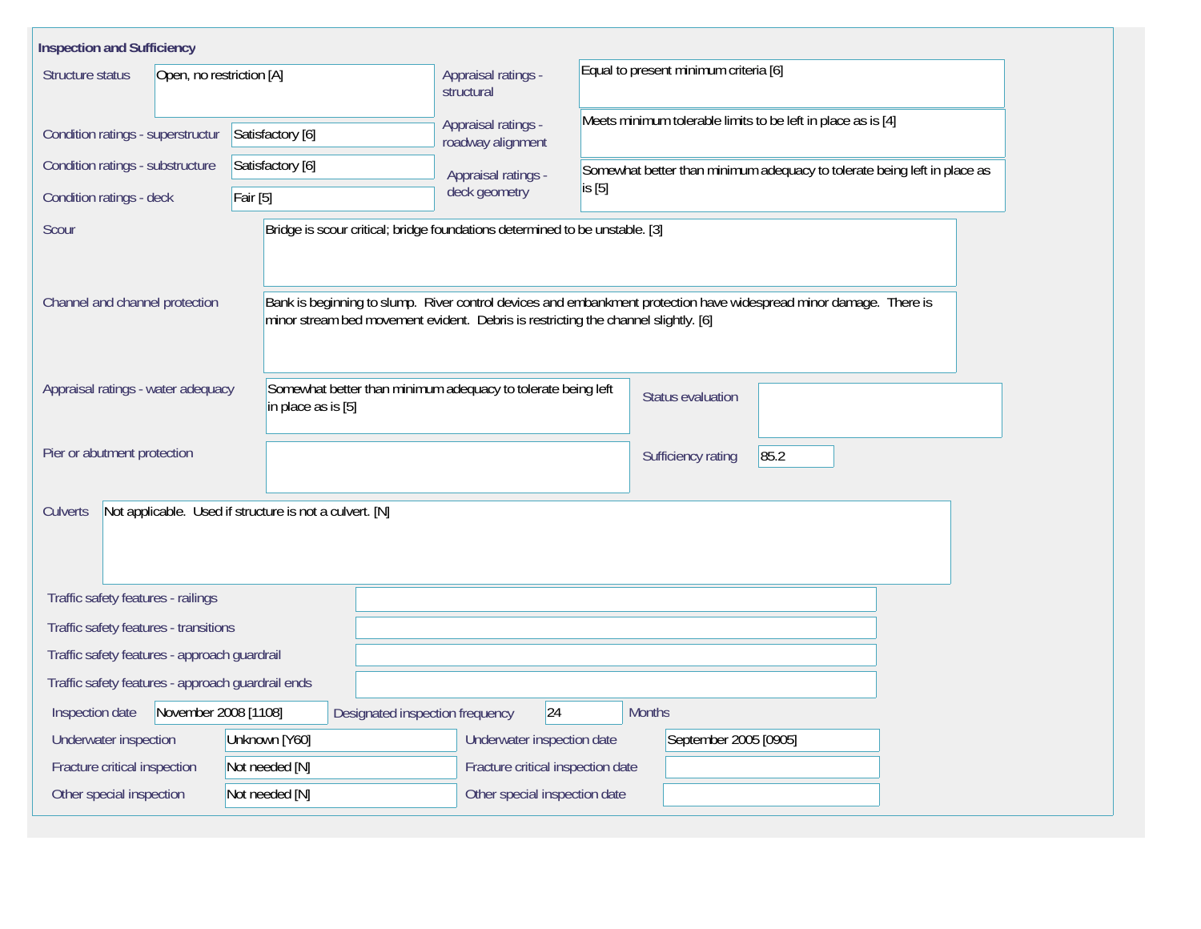## Inspection and Sufficiency

| Field | Value |
|---|---|
| Structure status | Open, no restriction [A] |
| Condition ratings - superstructur | Satisfactory [6] |
| Condition ratings - substructure | Satisfactory [6] |
| Condition ratings - deck | Fair [5] |
| Appraisal ratings - structural | Equal to present minimum criteria [6] |
| Appraisal ratings - roadway alignment | Meets minimum tolerable limits to be left in place as is [4] |
| Appraisal ratings - deck geometry | Somewhat better than minimum adequacy to tolerate being left in place as is [5] |
| Scour | Bridge is scour critical; bridge foundations determined to be unstable. [3] |
| Channel and channel protection | Bank is beginning to slump. River control devices and embankment protection have widespread minor damage. There is minor stream bed movement evident. Debris is restricting the channel slightly. [6] |
| Appraisal ratings - water adequacy | Somewhat better than minimum adequacy to tolerate being left in place as is [5] |
| Status evaluation | |
| Pier or abutment protection | |
| Sufficiency rating | 85.2 |
| Culverts | Not applicable. Used if structure is not a culvert. [N] |
| Traffic safety features - railings | |
| Traffic safety features - transitions | |
| Traffic safety features - approach guardrail | |
| Traffic safety features - approach guardrail ends | |
| Inspection date | November 2008 [1108] |
| Designated inspection frequency | 24 Months |
| Underwater inspection | Unknown [Y60] |
| Underwater inspection date | September 2005 [0905] |
| Fracture critical inspection | Not needed [N] |
| Fracture critical inspection date | |
| Other special inspection | Not needed [N] |
| Other special inspection date | |